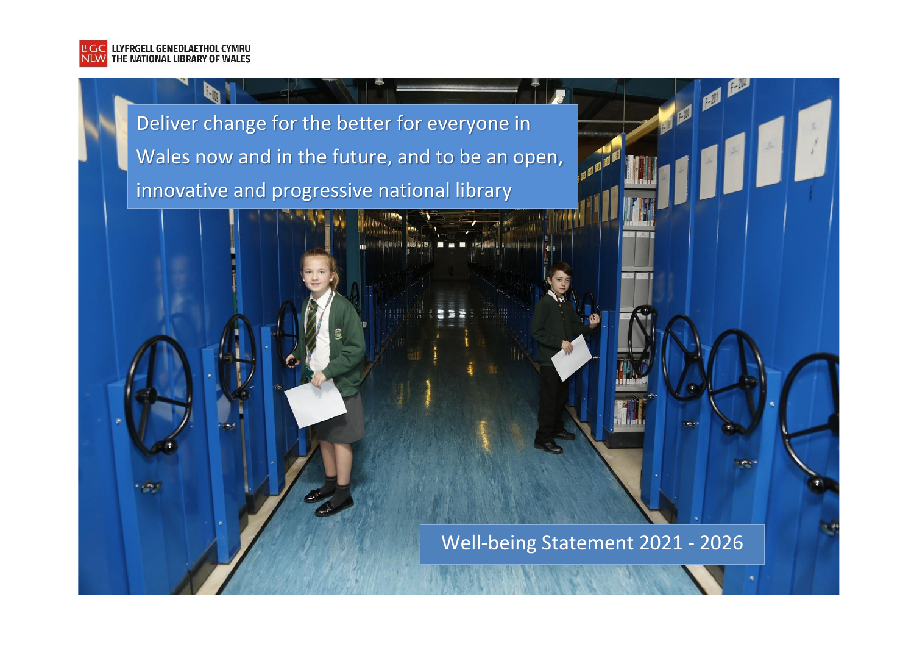LLYFRGELL GENEDLAETHOL CYMRU
THE NATIONAL LIBRARY OF WALES

Deliver change for the better for everyone in Wales now and in the future, and to be an open, innovative and progressive national library

# Well-being Statement 2021 - 2026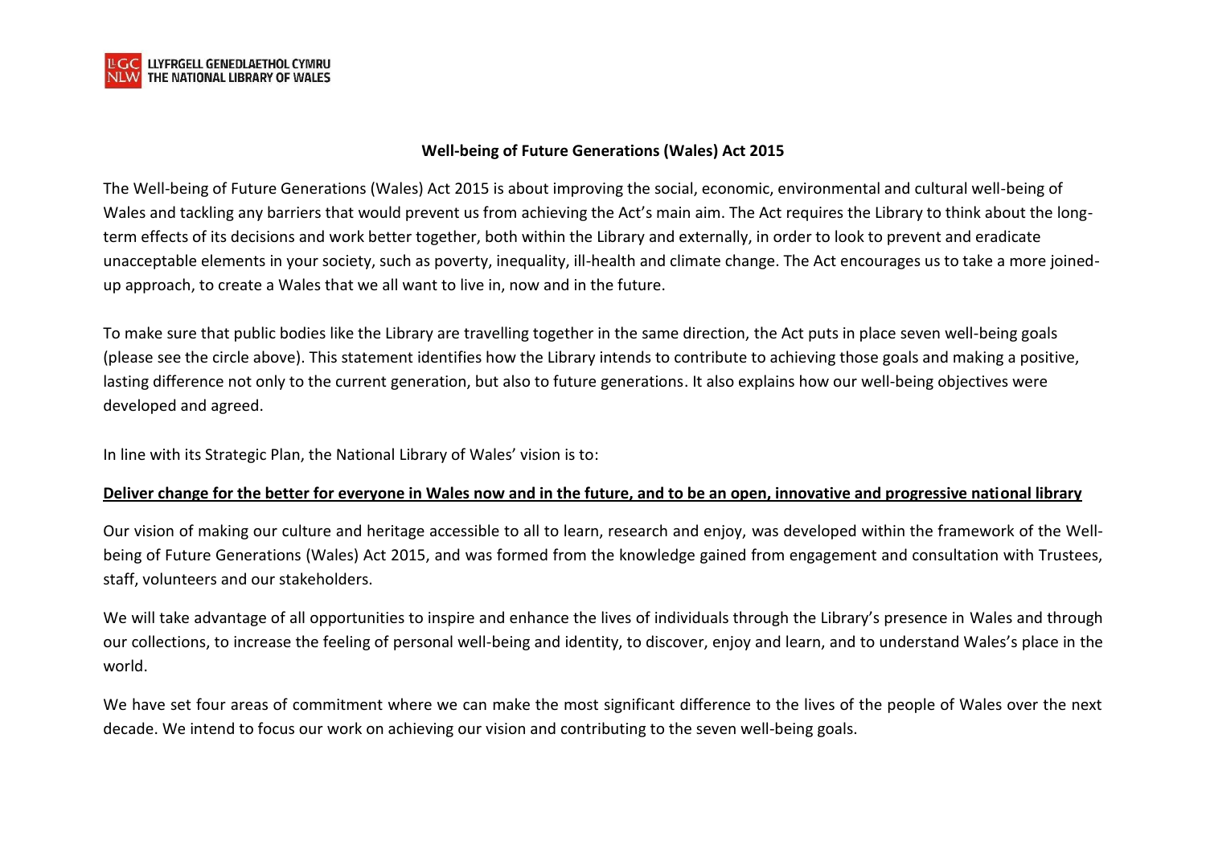## Well-being of Future Generations (Wales) Act 2015

The Well-being of Future Generations (Wales) Act 2015 is about improving the social, economic, environmental and cultural well-being of Wales and tackling any barriers that would prevent us from achieving the Act's main aim. The Act requires the Library to think about the long-term effects of its decisions and work better together, both within the Library and externally, in order to look to prevent and eradicate unacceptable elements in your society, such as poverty, inequality, ill-health and climate change. The Act encourages us to take a more joined-up approach, to create a Wales that we all want to live in, now and in the future.

To make sure that public bodies like the Library are travelling together in the same direction, the Act puts in place seven well-being goals (please see the circle above). This statement identifies how the Library intends to contribute to achieving those goals and making a positive, lasting difference not only to the current generation, but also to future generations. It also explains how our well-being objectives were developed and agreed.

In line with its Strategic Plan, the National Library of Wales' vision is to:

**<u>Deliver change for the better for everyone in Wales now and in the future, and to be an open, innovative and progressive national library</u>**

Our vision of making our culture and heritage accessible to all to learn, research and enjoy, was developed within the framework of the Well-being of Future Generations (Wales) Act 2015, and was formed from the knowledge gained from engagement and consultation with Trustees, staff, volunteers and our stakeholders.

We will take advantage of all opportunities to inspire and enhance the lives of individuals through the Library's presence in Wales and through our collections, to increase the feeling of personal well-being and identity, to discover, enjoy and learn, and to understand Wales's place in the world.

We have set four areas of commitment where we can make the most significant difference to the lives of the people of Wales over the next decade. We intend to focus our work on achieving our vision and contributing to the seven well-being goals.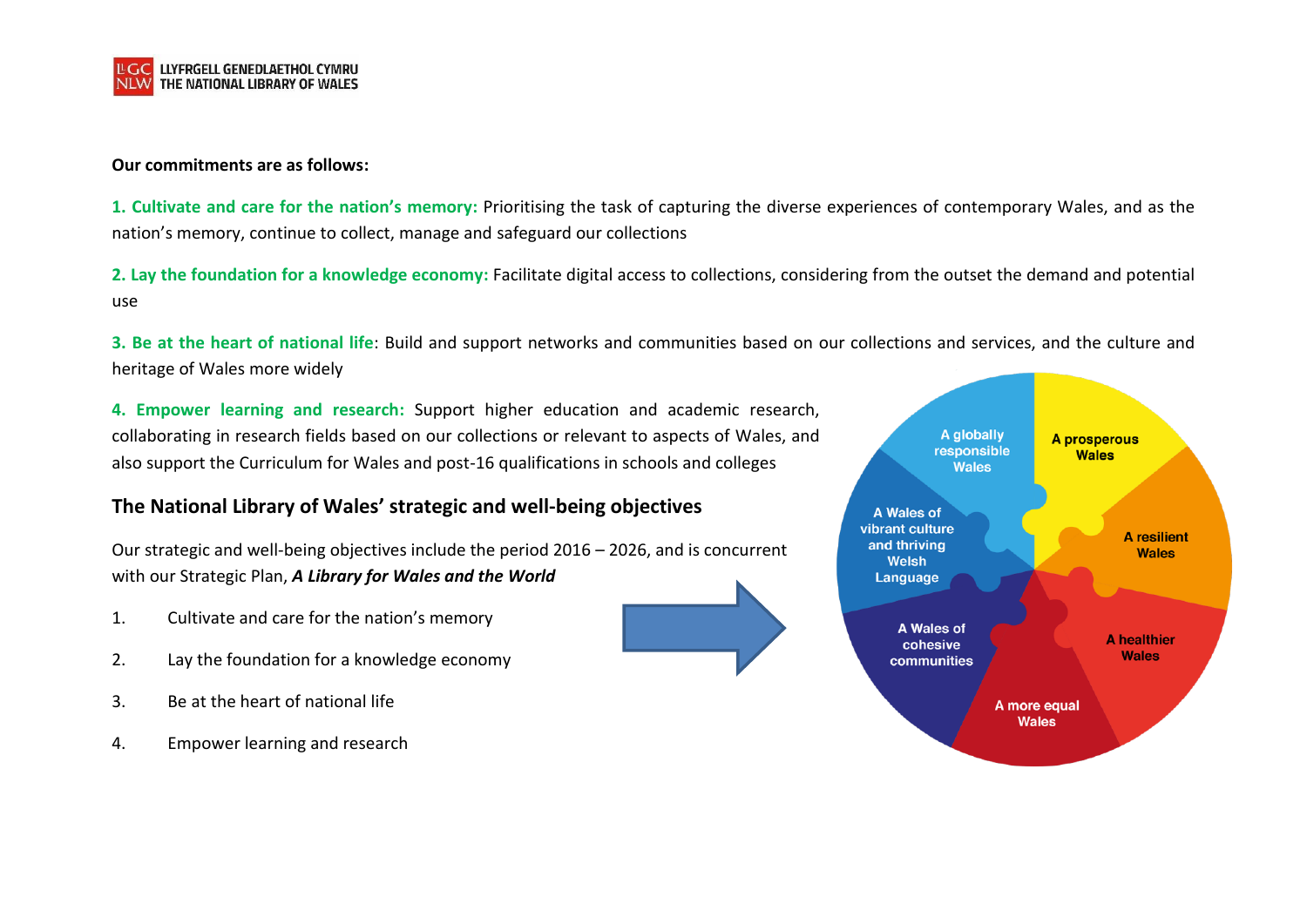**Our commitments are as follows:**

**1. Cultivate and care for the nation's memory:** Prioritising the task of capturing the diverse experiences of contemporary Wales, and as the nation's memory, continue to collect, manage and safeguard our collections

**2. Lay the foundation for a knowledge economy:** Facilitate digital access to collections, considering from the outset the demand and potential use

**3. Be at the heart of national life**: Build and support networks and communities based on our collections and services, and the culture and heritage of Wales more widely

**4. Empower learning and research:** Support higher education and academic research, collaborating in research fields based on our collections or relevant to aspects of Wales, and also support the Curriculum for Wales and post-16 qualifications in schools and colleges

## The National Library of Wales' strategic and well-being objectives

Our strategic and well-being objectives include the period 2016 – 2026, and is concurrent with our Strategic Plan, ***A Library for Wales and the World***

1. Cultivate and care for the nation's memory
2. Lay the foundation for a knowledge economy
3. Be at the heart of national life
4. Empower learning and research

A globally responsible Wales

A prosperous Wales

A resilient Wales

A healthier Wales

A more equal Wales

A Wales of cohesive communities

A Wales of vibrant culture and thriving Welsh Language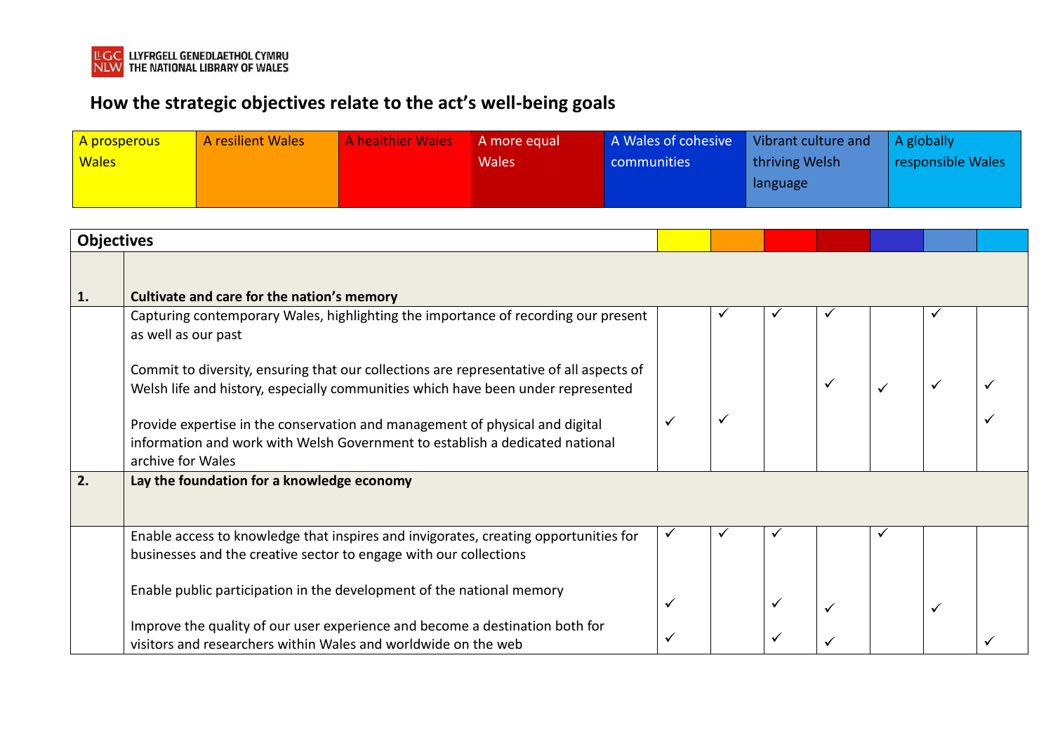# How the strategic objectives relate to the act's well-being goals

| A prosperous Wales | A resilient Wales | A healthier Wales | A more equal Wales | A Wales of cohesive communities | Vibrant culture and thriving Welsh language | A globally responsible Wales |
|---|---|---|---|---|---|---|

| | Objectives | A prosperous Wales | A resilient Wales | A healthier Wales | A more equal Wales | A Wales of cohesive communities | Vibrant culture and thriving Welsh language | A globally responsible Wales |
|---|---|---|---|---|---|---|---|---|
| **1.** | **Cultivate and care for the nation's memory** | | | | | | | |
| | Capturing contemporary Wales, highlighting the importance of recording our present as well as our past | | ✓ | ✓ | ✓ | | ✓ | |
| | Commit to diversity, ensuring that our collections are representative of all aspects of Welsh life and history, especially communities which have been under represented | | | | ✓ | ✓ | ✓ | ✓ |
| | Provide expertise in the conservation and management of physical and digital information and work with Welsh Government to establish a dedicated national archive for Wales | ✓ | ✓ | | | | | ✓ |
| **2.** | **Lay the foundation for a knowledge economy** | | | | | | | |
| | Enable access to knowledge that inspires and invigorates, creating opportunities for businesses and the creative sector to engage with our collections | ✓ | ✓ | ✓ | | ✓ | | |
| | Enable public participation in the development of the national memory | ✓ | | ✓ | ✓ | | ✓ | |
| | Improve the quality of our user experience and become a destination both for visitors and researchers within Wales and worldwide on the web | ✓ | | ✓ | ✓ | | | ✓ |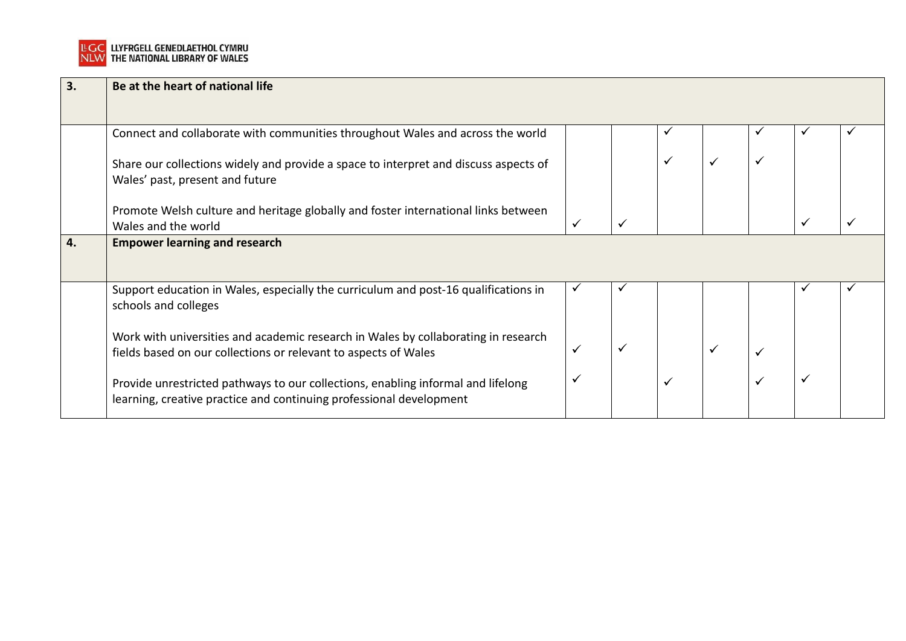| 3. | **Be at the heart of national life** | | | | | | | |
|---|---|---|---|---|---|---|---|---|
| | Connect and collaborate with communities throughout Wales and across the world | | | ✓ | | ✓ | ✓ | ✓ |
| | Share our collections widely and provide a space to interpret and discuss aspects of Wales' past, present and future | | | ✓ | ✓ | ✓ | | |
| | Promote Welsh culture and heritage globally and foster international links between Wales and the world | ✓ | ✓ | | | | ✓ | ✓ |
| **4.** | **Empower learning and research** | | | | | | | |
| | Support education in Wales, especially the curriculum and post-16 qualifications in schools and colleges | ✓ | ✓ | | | | ✓ | ✓ |
| | Work with universities and academic research in Wales by collaborating in research fields based on our collections or relevant to aspects of Wales | ✓ | ✓ | | ✓ | ✓ | | |
| | Provide unrestricted pathways to our collections, enabling informal and lifelong learning, creative practice and continuing professional development | ✓ | | ✓ | | ✓ | ✓ | |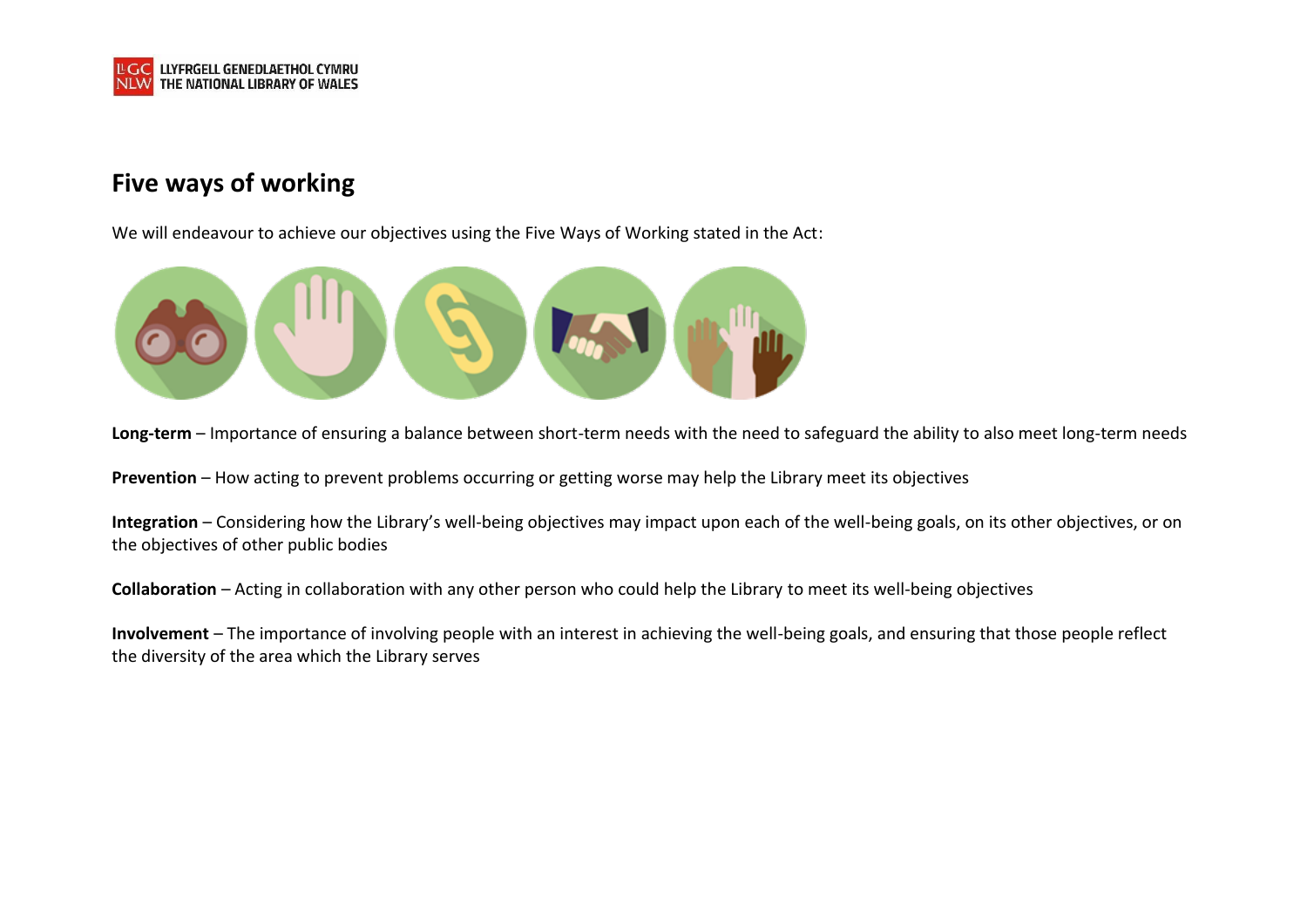## Five ways of working

We will endeavour to achieve our objectives using the Five Ways of Working stated in the Act:

**Long-term** – Importance of ensuring a balance between short-term needs with the need to safeguard the ability to also meet long-term needs

**Prevention** – How acting to prevent problems occurring or getting worse may help the Library meet its objectives

**Integration** – Considering how the Library's well-being objectives may impact upon each of the well-being goals, on its other objectives, or on the objectives of other public bodies

**Collaboration** – Acting in collaboration with any other person who could help the Library to meet its well-being objectives

**Involvement** – The importance of involving people with an interest in achieving the well-being goals, and ensuring that those people reflect the diversity of the area which the Library serves